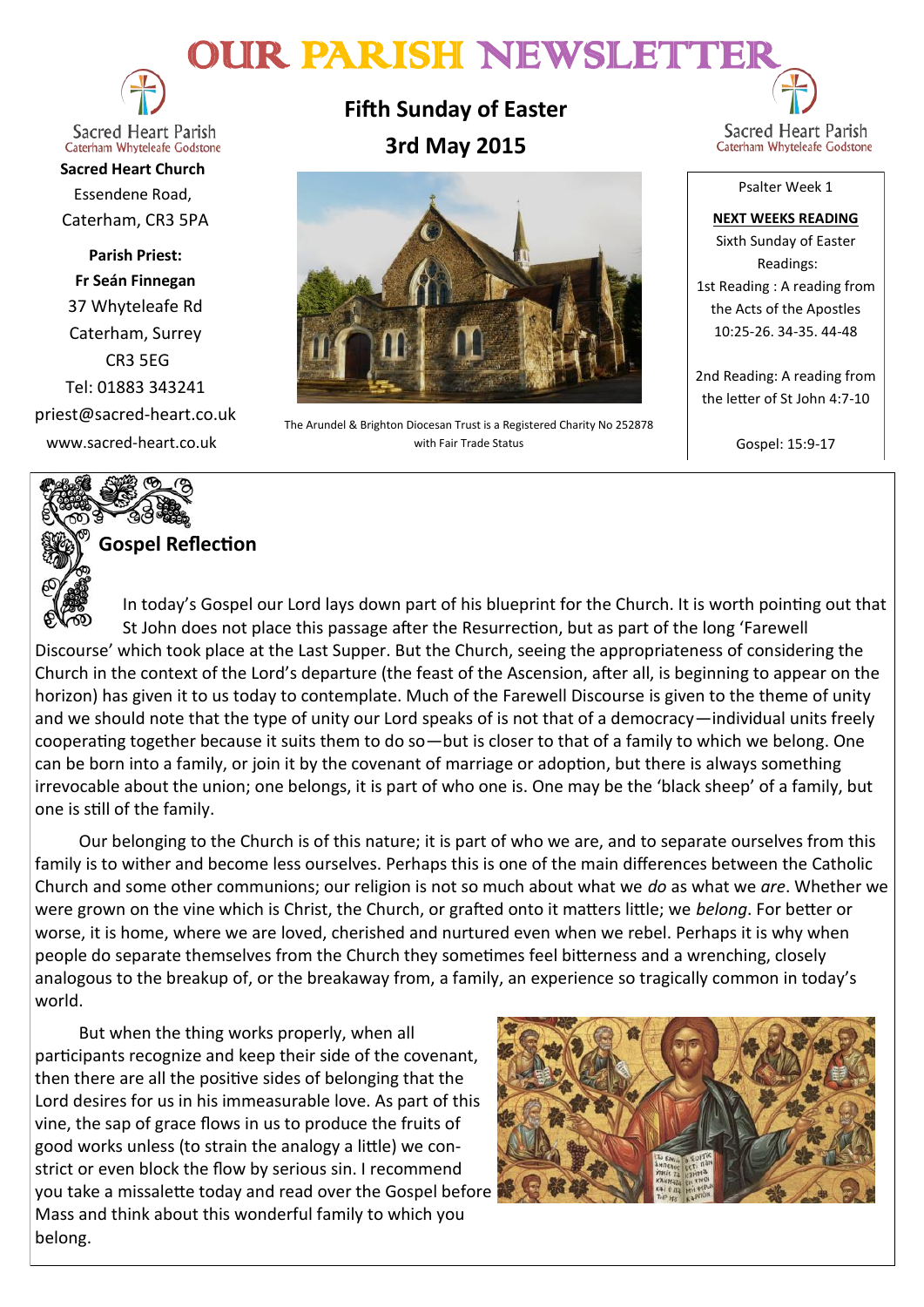# OUR PARISH NEWSLETTER

Sacred Heart Parish
Caterham Whyteleafe Godstone

**Sacred Heart Church**
Essendene Road,
Caterham, CR3 5PA

**Parish Priest:**
**Fr Seán Finnegan**
37 Whyteleafe Rd
Caterham, Surrey
CR3 5EG
Tel: 01883 343241
priest@sacred-heart.co.uk
www.sacred-heart.co.uk

## Fifth Sunday of Easter
## 3rd May 2015

The Arundel & Brighton Diocesan Trust is a Registered Charity No 252878 with Fair Trade Status

Psalter Week 1

**NEXT WEEKS READING**
Sixth Sunday of Easter
Readings:
1st Reading : A reading from the Acts of the Apostles 10:25-26. 34-35. 44-48

2nd Reading: A reading from the letter of St John 4:7-10

Gospel: 15:9-17

### Gospel Reflection

In today's Gospel our Lord lays down part of his blueprint for the Church. It is worth pointing out that St John does not place this passage after the Resurrection, but as part of the long 'Farewell Discourse' which took place at the Last Supper. But the Church, seeing the appropriateness of considering the Church in the context of the Lord's departure (the feast of the Ascension, after all, is beginning to appear on the horizon) has given it to us today to contemplate. Much of the Farewell Discourse is given to the theme of unity and we should note that the type of unity our Lord speaks of is not that of a democracy—individual units freely cooperating together because it suits them to do so—but is closer to that of a family to which we belong. One can be born into a family, or join it by the covenant of marriage or adoption, but there is always something irrevocable about the union; one belongs, it is part of who one is. One may be the 'black sheep' of a family, but one is still of the family.

Our belonging to the Church is of this nature; it is part of who we are, and to separate ourselves from this family is to wither and become less ourselves. Perhaps this is one of the main differences between the Catholic Church and some other communions; our religion is not so much about what we *do* as what we *are*. Whether we were grown on the vine which is Christ, the Church, or grafted onto it matters little; we *belong*. For better or worse, it is home, where we are loved, cherished and nurtured even when we rebel. Perhaps it is why when people do separate themselves from the Church they sometimes feel bitterness and a wrenching, closely analogous to the breakup of, or the breakaway from, a family, an experience so tragically common in today's world.

But when the thing works properly, when all participants recognize and keep their side of the covenant, then there are all the positive sides of belonging that the Lord desires for us in his immeasurable love. As part of this vine, the sap of grace flows in us to produce the fruits of good works unless (to strain the analogy a little) we constrict or even block the flow by serious sin. I recommend you take a missalette today and read over the Gospel before Mass and think about this wonderful family to which you belong.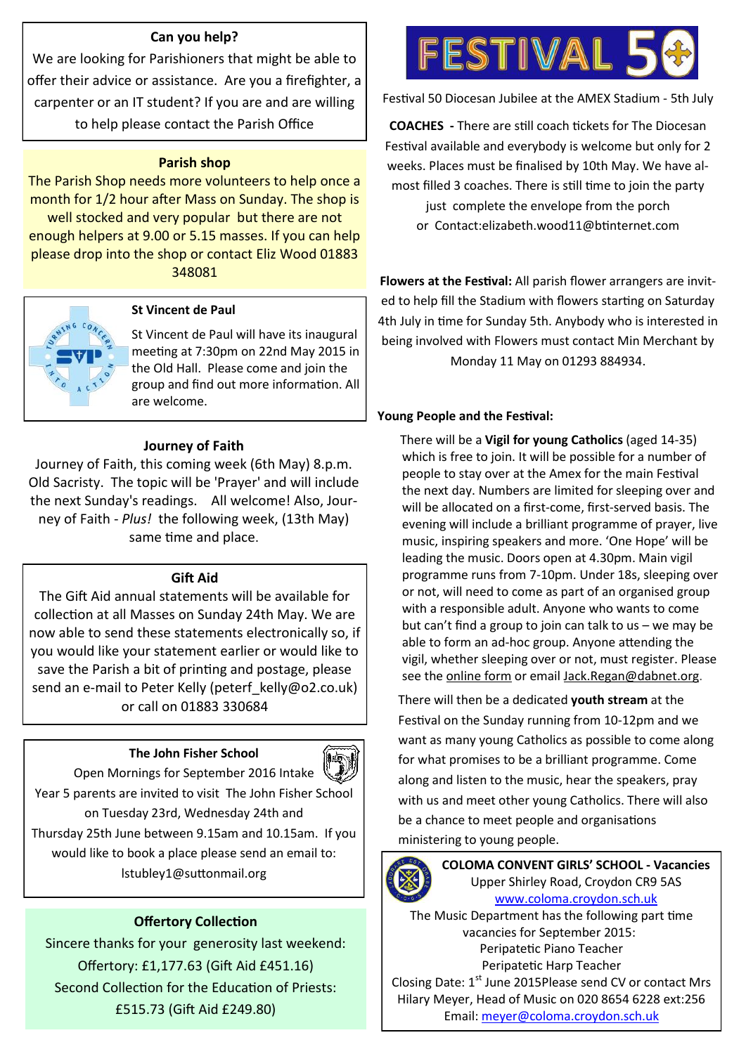## Can you help?

We are looking for Parishioners that might be able to offer their advice or assistance. Are you a firefighter, a carpenter or an IT student? If you are and are willing to help please contact the Parish Office

## Parish shop

The Parish Shop needs more volunteers to help once a month for 1/2 hour after Mass on Sunday. The shop is well stocked and very popular but there are not enough helpers at 9.00 or 5.15 masses. If you can help please drop into the shop or contact Eliz Wood 01883 348081

## St Vincent de Paul

St Vincent de Paul will have its inaugural meeting at 7:30pm on 22nd May 2015 in the Old Hall. Please come and join the group and find out more information. All are welcome.

## Journey of Faith

Journey of Faith, this coming week (6th May) 8.p.m. Old Sacristy. The topic will be 'Prayer' and will include the next Sunday's readings. All welcome! Also, Journey of Faith - *Plus!* the following week, (13th May) same time and place.

## Gift Aid

The Gift Aid annual statements will be available for collection at all Masses on Sunday 24th May. We are now able to send these statements electronically so, if you would like your statement earlier or would like to save the Parish a bit of printing and postage, please send an e-mail to Peter Kelly (peterf_kelly@o2.co.uk) or call on 01883 330684

## The John Fisher School

Open Mornings for September 2016 Intake

Year 5 parents are invited to visit The John Fisher School on Tuesday 23rd, Wednesday 24th and Thursday 25th June between 9.15am and 10.15am. If you would like to book a place please send an email to: lstubley1@suttonmail.org

## Offertory Collection

Sincere thanks for your generosity last weekend:

Offertory: £1,177.63 (Gift Aid £451.16)

Second Collection for the Education of Priests: £515.73 (Gift Aid £249.80)

# FESTIVAL 50

Festival 50 Diocesan Jubilee at the AMEX Stadium - 5th July

**COACHES -** There are still coach tickets for The Diocesan Festival available and everybody is welcome but only for 2 weeks. Places must be finalised by 10th May. We have almost filled 3 coaches. There is still time to join the party just complete the envelope from the porch or Contact:elizabeth.wood11@btinternet.com

**Flowers at the Festival:** All parish flower arrangers are invited to help fill the Stadium with flowers starting on Saturday 4th July in time for Sunday 5th. Anybody who is interested in being involved with Flowers must contact Min Merchant by Monday 11 May on 01293 884934.

**Young People and the Festival:**

There will be a **Vigil for young Catholics** (aged 14-35) which is free to join. It will be possible for a number of people to stay over at the Amex for the main Festival the next day. Numbers are limited for sleeping over and will be allocated on a first-come, first-served basis. The evening will include a brilliant programme of prayer, live music, inspiring speakers and more. 'One Hope' will be leading the music. Doors open at 4.30pm. Main vigil programme runs from 7-10pm. Under 18s, sleeping over or not, will need to come as part of an organised group with a responsible adult. Anyone who wants to come but can't find a group to join can talk to us – we may be able to form an ad-hoc group. Anyone attending the vigil, whether sleeping over or not, must register. Please see the online form or email Jack.Regan@dabnet.org.

There will then be a dedicated **youth stream** at the Festival on the Sunday running from 10-12pm and we want as many young Catholics as possible to come along for what promises to be a brilliant programme. Come along and listen to the music, hear the speakers, pray with us and meet other young Catholics. There will also be a chance to meet people and organisations ministering to young people.

## COLOMA CONVENT GIRLS' SCHOOL - Vacancies

Upper Shirley Road, Croydon CR9 5AS

www.coloma.croydon.sch.uk

The Music Department has the following part time vacancies for September 2015:

Peripatetic Piano Teacher

Peripatetic Harp Teacher

Closing Date: 1st June 2015Please send CV or contact Mrs Hilary Meyer, Head of Music on 020 8654 6228 ext:256

Email: meyer@coloma.croydon.sch.uk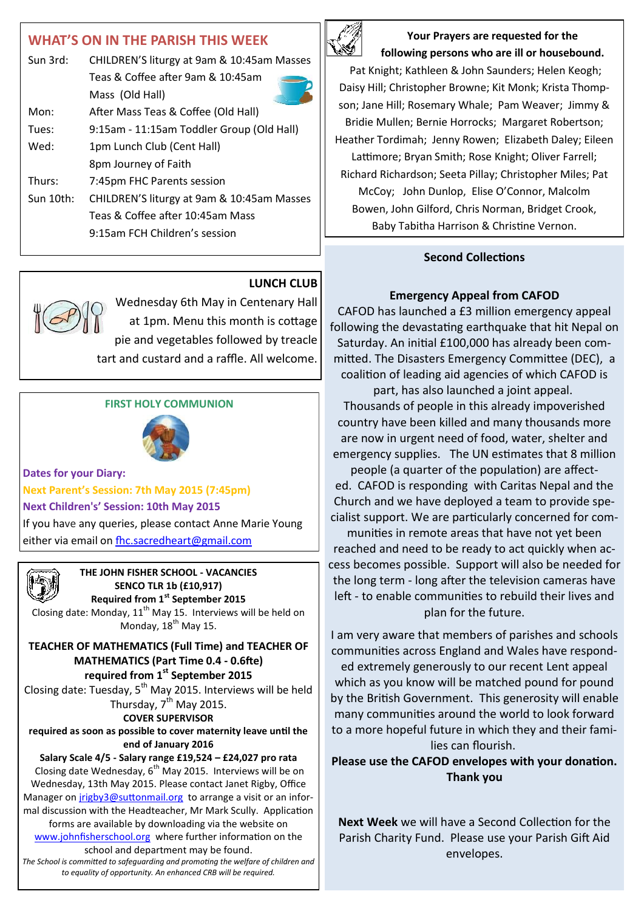## WHAT'S ON IN THE PARISH THIS WEEK

| | |
|---|---|
| Sun 3rd: | CHILDREN'S liturgy at 9am & 10:45am Masses |
| | Teas & Coffee after 9am & 10:45am Mass (Old Hall) |
| Mon: | After Mass Teas & Coffee (Old Hall) |
| Tues: | 9:15am - 11:15am Toddler Group (Old Hall) |
| Wed: | 1pm Lunch Club (Cent Hall) |
| | 8pm Journey of Faith |
| Thurs: | 7:45pm FHC Parents session |
| Sun 10th: | CHILDREN'S liturgy at 9am & 10:45am Masses |
| | Teas & Coffee after 10:45am Mass |
| | 9:15am FCH Children's session |

## LUNCH CLUB

Wednesday 6th May in Centenary Hall at 1pm. Menu this month is cottage pie and vegetables followed by treacle tart and custard and a raffle. All welcome.

## FIRST HOLY COMMUNION

**Dates for your Diary:**

**Next Parent's Session: 7th May 2015 (7:45pm)**

**Next Children's' Session: 10th May 2015**

If you have any queries, please contact Anne Marie Young either via email on fhc.sacredheart@gmail.com

## THE JOHN FISHER SCHOOL - VACANCIES

**SENCO TLR 1b (£10,917)**

**Required from 1st September 2015**

Closing date: Monday, 11th May 15. Interviews will be held on Monday, 18th May 15.

**TEACHER OF MATHEMATICS (Full Time) and TEACHER OF MATHEMATICS (Part Time 0.4 - 0.6fte) required from 1st September 2015**

Closing date: Tuesday, 5th May 2015. Interviews will be held Thursday, 7th May 2015.

**COVER SUPERVISOR**

**required as soon as possible to cover maternity leave until the end of January 2016**

**Salary Scale 4/5 - Salary range £19,524 – £24,027 pro rata**

Closing date Wednesday, 6th May 2015. Interviews will be on Wednesday, 13th May 2015. Please contact Janet Rigby, Office Manager on jrigby3@suttonmail.org to arrange a visit or an informal discussion with the Headteacher, Mr Mark Scully. Application forms are available by downloading via the website on www.johnfisherschool.org where further information on the school and department may be found.

*The School is committed to safeguarding and promoting the welfare of children and to equality of opportunity. An enhanced CRB will be required.*

**Your Prayers are requested for the following persons who are ill or housebound.**

Pat Knight; Kathleen & John Saunders; Helen Keogh; Daisy Hill; Christopher Browne; Kit Monk; Krista Thompson; Jane Hill; Rosemary Whale; Pam Weaver; Jimmy & Bridie Mullen; Bernie Horrocks; Margaret Robertson; Heather Tordimah; Jenny Rowen; Elizabeth Daley; Eileen Lattimore; Bryan Smith; Rose Knight; Oliver Farrell; Richard Richardson; Seeta Pillay; Christopher Miles; Pat McCoy; John Dunlop, Elise O'Connor, Malcolm Bowen, John Gilford, Chris Norman, Bridget Crook, Baby Tabitha Harrison & Christine Vernon.

## Second Collections

**Emergency Appeal from CAFOD**

CAFOD has launched a £3 million emergency appeal following the devastating earthquake that hit Nepal on Saturday. An initial £100,000 has already been committed. The Disasters Emergency Committee (DEC), a coalition of leading aid agencies of which CAFOD is part, has also launched a joint appeal.

Thousands of people in this already impoverished country have been killed and many thousands more are now in urgent need of food, water, shelter and emergency supplies. The UN estimates that 8 million people (a quarter of the population) are affected. CAFOD is responding with Caritas Nepal and the Church and we have deployed a team to provide specialist support. We are particularly concerned for communities in remote areas that have not yet been reached and need to be ready to act quickly when access becomes possible. Support will also be needed for the long term - long after the television cameras have left - to enable communities to rebuild their lives and plan for the future.

I am very aware that members of parishes and schools communities across England and Wales have responded extremely generously to our recent Lent appeal which as you know will be matched pound for pound by the British Government. This generosity will enable many communities around the world to look forward to a more hopeful future in which they and their families can flourish.

**Please use the CAFOD envelopes with your donation. Thank you**

**Next Week** we will have a Second Collection for the Parish Charity Fund. Please use your Parish Gift Aid envelopes.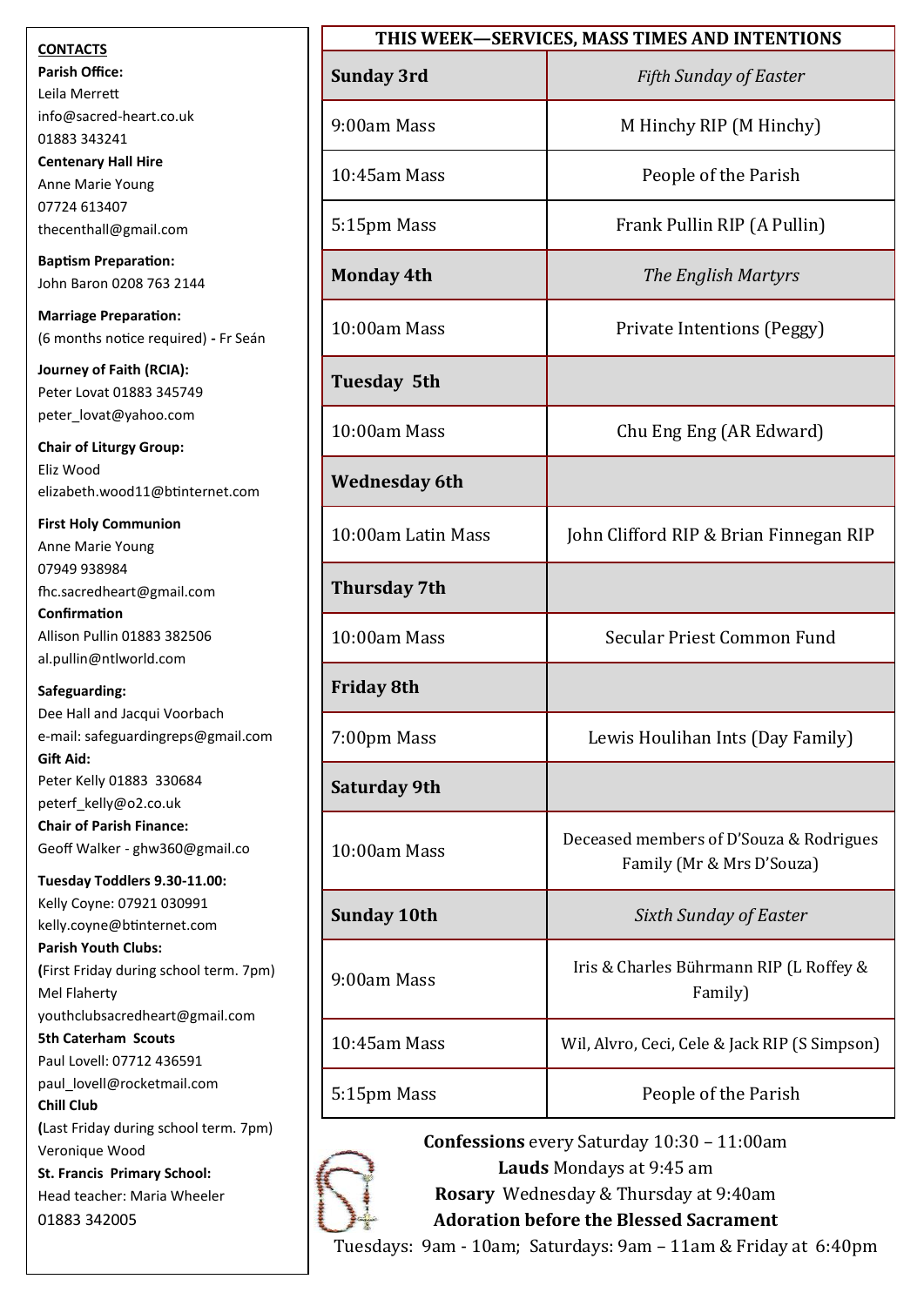**CONTACTS**

**Parish Office:**
Leila Merrett
info@sacred-heart.co.uk
01883 343241

**Centenary Hall Hire**
Anne Marie Young
07724 613407
thecenthall@gmail.com

**Baptism Preparation:**
John Baron 0208 763 2144

**Marriage Preparation:**
(6 months notice required) **-** Fr Seán

**Journey of Faith (RCIA):**
Peter Lovat 01883 345749
peter_lovat@yahoo.com

**Chair of Liturgy Group:**
Eliz Wood
elizabeth.wood11@btinternet.com

**First Holy Communion**
Anne Marie Young
07949 938984
fhc.sacredheart@gmail.com

**Confirmation**
Allison Pullin 01883 382506
al.pullin@ntlworld.com

**Safeguarding:**
Dee Hall and Jacqui Voorbach
e-mail: safeguardingreps@gmail.com

**Gift Aid:**
Peter Kelly 01883 330684
peterf_kelly@o2.co.uk

**Chair of Parish Finance:**
Geoff Walker - ghw360@gmail.co

**Tuesday Toddlers 9.30-11.00:**
Kelly Coyne: 07921 030991
kelly.coyne@btinternet.com

**Parish Youth Clubs:**
**(**First Friday during school term. 7pm)
Mel Flaherty
youthclubsacredheart@gmail.com

**5th Caterham Scouts**
Paul Lovell: 07712 436591
paul_lovell@rocketmail.com

**Chill Club**
**(**Last Friday during school term. 7pm)
Veronique Wood

**St. Francis Primary School:**
Head teacher: Maria Wheeler
01883 342005

| THIS WEEK—SERVICES, MASS TIMES AND INTENTIONS | |
|---|---|
| **Sunday 3rd** | *Fifth Sunday of Easter* |
| 9:00am Mass | M Hinchy RIP (M Hinchy) |
| 10:45am Mass | People of the Parish |
| 5:15pm Mass | Frank Pullin RIP (A Pullin) |
| **Monday 4th** | *The English Martyrs* |
| 10:00am Mass | Private Intentions (Peggy) |
| **Tuesday 5th** | |
| 10:00am Mass | Chu Eng Eng (AR Edward) |
| **Wednesday 6th** | |
| 10:00am Latin Mass | John Clifford RIP & Brian Finnegan RIP |
| **Thursday 7th** | |
| 10:00am Mass | Secular Priest Common Fund |
| **Friday 8th** | |
| 7:00pm Mass | Lewis Houlihan Ints (Day Family) |
| **Saturday 9th** | |
| 10:00am Mass | Deceased members of D'Souza & Rodrigues Family (Mr & Mrs D'Souza) |
| **Sunday 10th** | *Sixth Sunday of Easter* |
| 9:00am Mass | Iris & Charles Bührmann RIP (L Roffey & Family) |
| 10:45am Mass | Wil, Alvro, Ceci, Cele & Jack RIP (S Simpson) |
| 5:15pm Mass | People of the Parish |

**Confessions** every Saturday 10:30 – 11:00am
**Lauds** Mondays at 9:45 am
**Rosary** Wednesday & Thursday at 9:40am
**Adoration before the Blessed Sacrament**
Tuesdays: 9am - 10am; Saturdays: 9am – 11am & Friday at 6:40pm